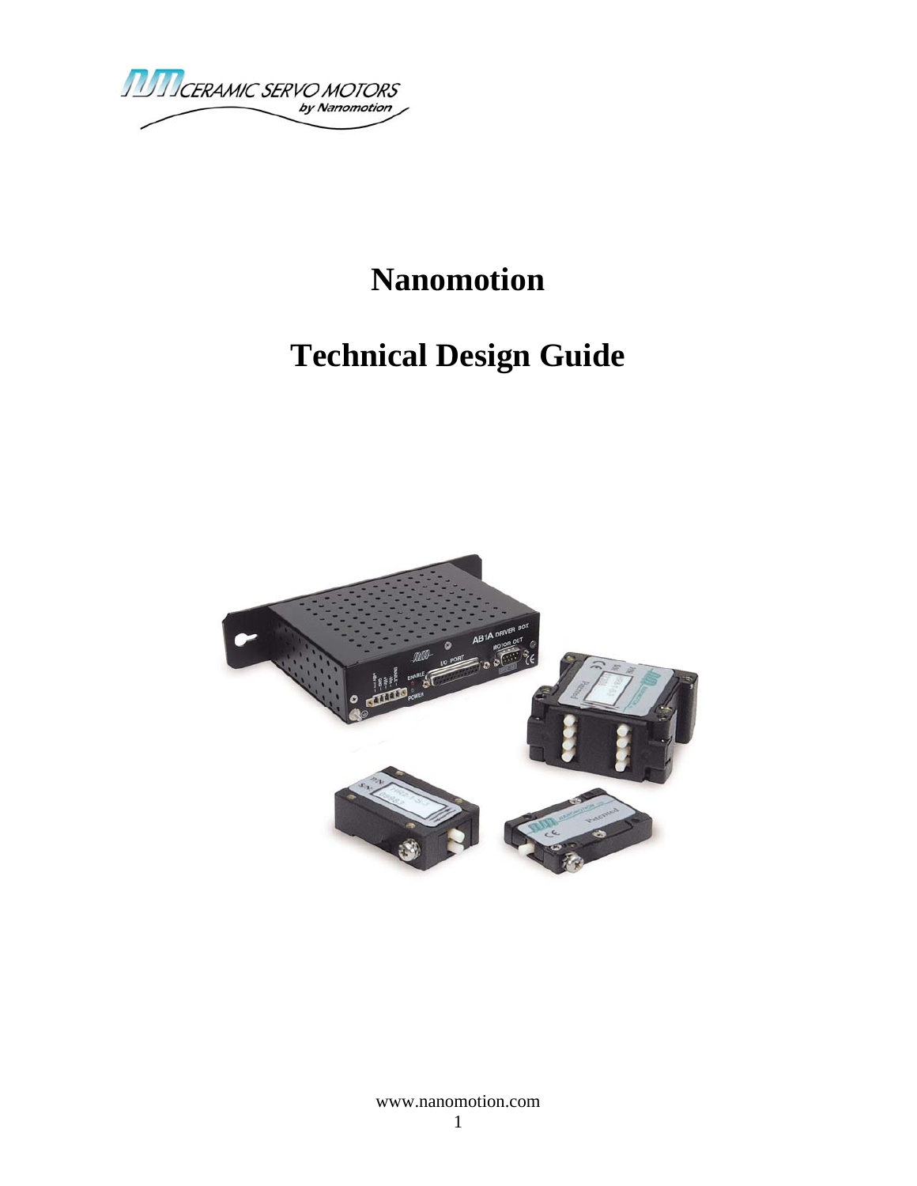# Nanomotion

# Technical Design Guide

www.nanomotion.com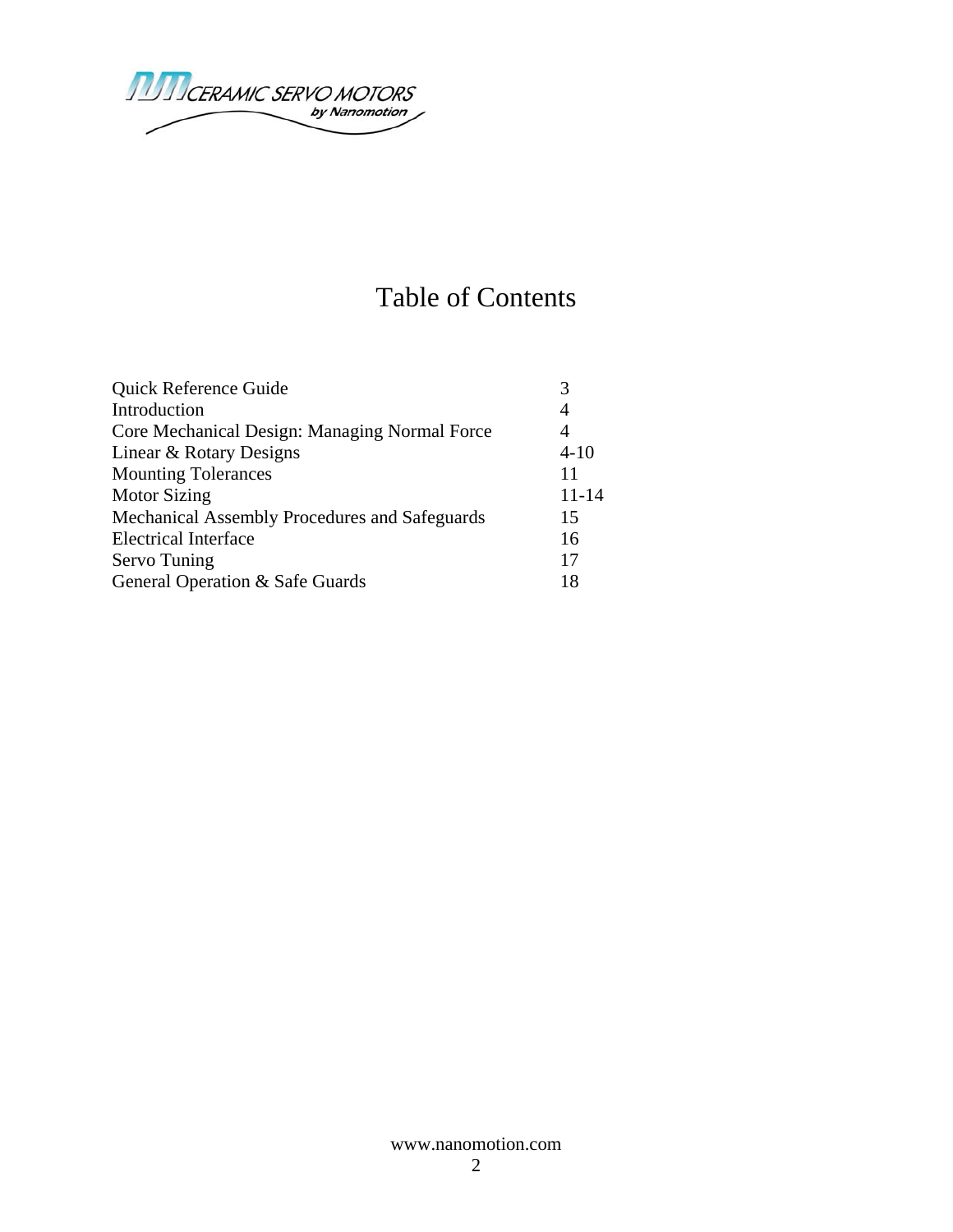# Table of Contents

| | |
|---|---|
| Quick Reference Guide | 3 |
| Introduction | 4 |
| Core Mechanical Design: Managing Normal Force | 4 |
| Linear & Rotary Designs | 4-10 |
| Mounting Tolerances | 11 |
| Motor Sizing | 11-14 |
| Mechanical Assembly Procedures and Safeguards | 15 |
| Electrical Interface | 16 |
| Servo Tuning | 17 |
| General Operation & Safe Guards | 18 |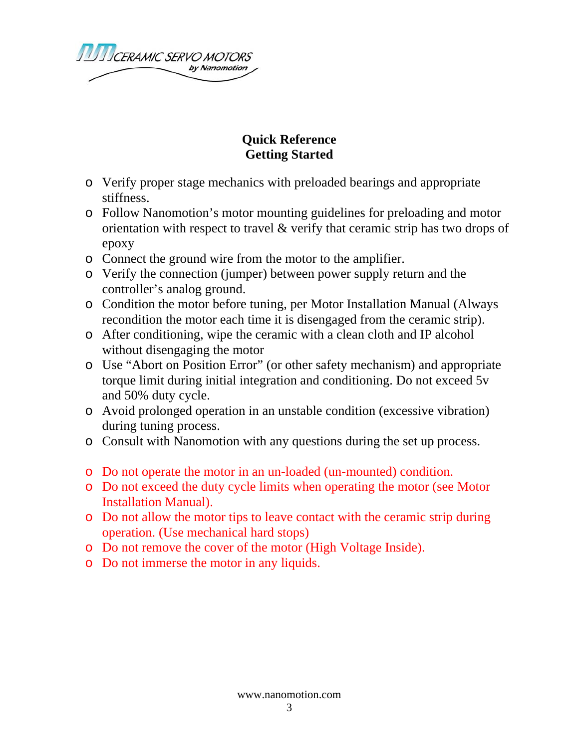## Quick Reference
## Getting Started

- Verify proper stage mechanics with preloaded bearings and appropriate stiffness.
- Follow Nanomotion's motor mounting guidelines for preloading and motor orientation with respect to travel & verify that ceramic strip has two drops of epoxy
- Connect the ground wire from the motor to the amplifier.
- Verify the connection (jumper) between power supply return and the controller's analog ground.
- Condition the motor before tuning, per Motor Installation Manual (Always recondition the motor each time it is disengaged from the ceramic strip).
- After conditioning, wipe the ceramic with a clean cloth and IP alcohol without disengaging the motor
- Use "Abort on Position Error" (or other safety mechanism) and appropriate torque limit during initial integration and conditioning. Do not exceed 5v and 50% duty cycle.
- Avoid prolonged operation in an unstable condition (excessive vibration) during tuning process.
- Consult with Nanomotion with any questions during the set up process.

- Do not operate the motor in an un-loaded (un-mounted) condition.
- Do not exceed the duty cycle limits when operating the motor (see Motor Installation Manual).
- Do not allow the motor tips to leave contact with the ceramic strip during operation. (Use mechanical hard stops)
- Do not remove the cover of the motor (High Voltage Inside).
- Do not immerse the motor in any liquids.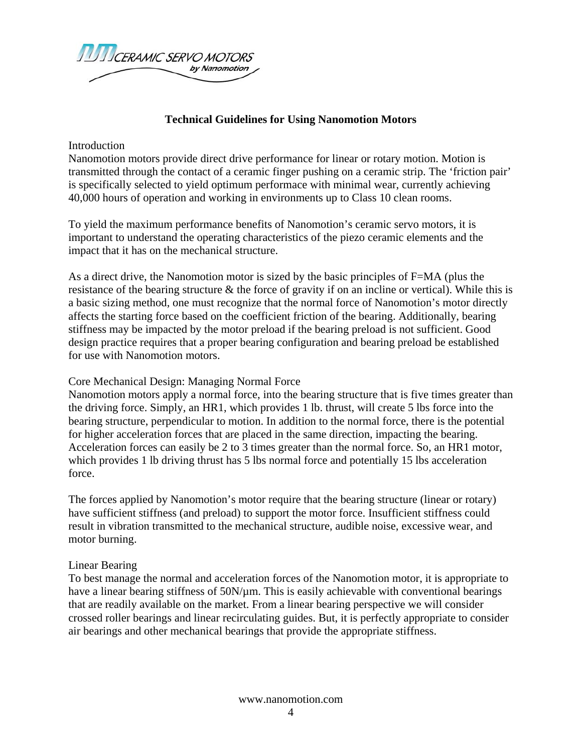## Technical Guidelines for Using Nanomotion Motors

### Introduction

Nanomotion motors provide direct drive performance for linear or rotary motion. Motion is transmitted through the contact of a ceramic finger pushing on a ceramic strip. The 'friction pair' is specifically selected to yield optimum performace with minimal wear, currently achieving 40,000 hours of operation and working in environments up to Class 10 clean rooms.

To yield the maximum performance benefits of Nanomotion's ceramic servo motors, it is important to understand the operating characteristics of the piezo ceramic elements and the impact that it has on the mechanical structure.

As a direct drive, the Nanomotion motor is sized by the basic principles of F=MA (plus the resistance of the bearing structure & the force of gravity if on an incline or vertical). While this is a basic sizing method, one must recognize that the normal force of Nanomotion's motor directly affects the starting force based on the coefficient friction of the bearing. Additionally, bearing stiffness may be impacted by the motor preload if the bearing preload is not sufficient. Good design practice requires that a proper bearing configuration and bearing preload be established for use with Nanomotion motors.

### Core Mechanical Design: Managing Normal Force

Nanomotion motors apply a normal force, into the bearing structure that is five times greater than the driving force. Simply, an HR1, which provides 1 lb. thrust, will create 5 lbs force into the bearing structure, perpendicular to motion. In addition to the normal force, there is the potential for higher acceleration forces that are placed in the same direction, impacting the bearing. Acceleration forces can easily be 2 to 3 times greater than the normal force. So, an HR1 motor, which provides 1 lb driving thrust has 5 lbs normal force and potentially 15 lbs acceleration force.

The forces applied by Nanomotion's motor require that the bearing structure (linear or rotary) have sufficient stiffness (and preload) to support the motor force. Insufficient stiffness could result in vibration transmitted to the mechanical structure, audible noise, excessive wear, and motor burning.

### Linear Bearing

To best manage the normal and acceleration forces of the Nanomotion motor, it is appropriate to have a linear bearing stiffness of 50N/µm. This is easily achievable with conventional bearings that are readily available on the market. From a linear bearing perspective we will consider crossed roller bearings and linear recirculating guides. But, it is perfectly appropriate to consider air bearings and other mechanical bearings that provide the appropriate stiffness.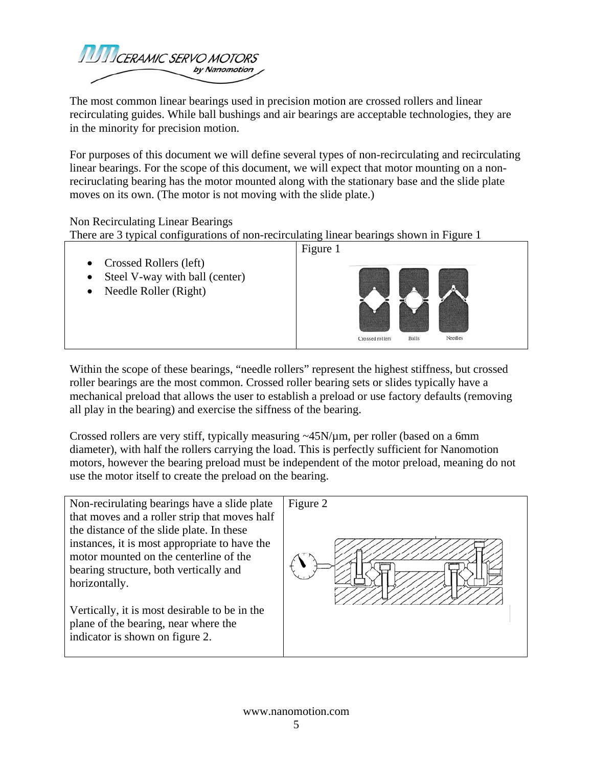The most common linear bearings used in precision motion are crossed rollers and linear recirculating guides. While ball bushings and air bearings are acceptable technologies, they are in the minority for precision motion.

For purposes of this document we will define several types of non-recirculating and recirculating linear bearings. For the scope of this document, we will expect that motor mounting on a non-reciruclating bearing has the motor mounted along with the stationary base and the slide plate moves on its own. (The motor is not moving with the slide plate.)

Non Recirculating Linear Bearings

There are 3 typical configurations of non-recirculating linear bearings shown in Figure 1

- Crossed Rollers (left)
- Steel V-way with ball (center)
- Needle Roller (Right)

Figure 1

Crossed rollers Balls Needles

Within the scope of these bearings, "needle rollers" represent the highest stiffness, but crossed roller bearings are the most common. Crossed roller bearing sets or slides typically have a mechanical preload that allows the user to establish a preload or use factory defaults (removing all play in the bearing) and exercise the siffness of the bearing.

Crossed rollers are very stiff, typically measuring ~45N/µm, per roller (based on a 6mm diameter), with half the rollers carrying the load. This is perfectly sufficient for Nanomotion motors, however the bearing preload must be independent of the motor preload, meaning do not use the motor itself to create the preload on the bearing.

Non-recirulating bearings have a slide plate that moves and a roller strip that moves half the distance of the slide plate. In these instances, it is most appropriate to have the motor mounted on the centerline of the bearing structure, both vertically and horizontally.

Vertically, it is most desirable to be in the plane of the bearing, near where the indicator is shown on figure 2.

Figure 2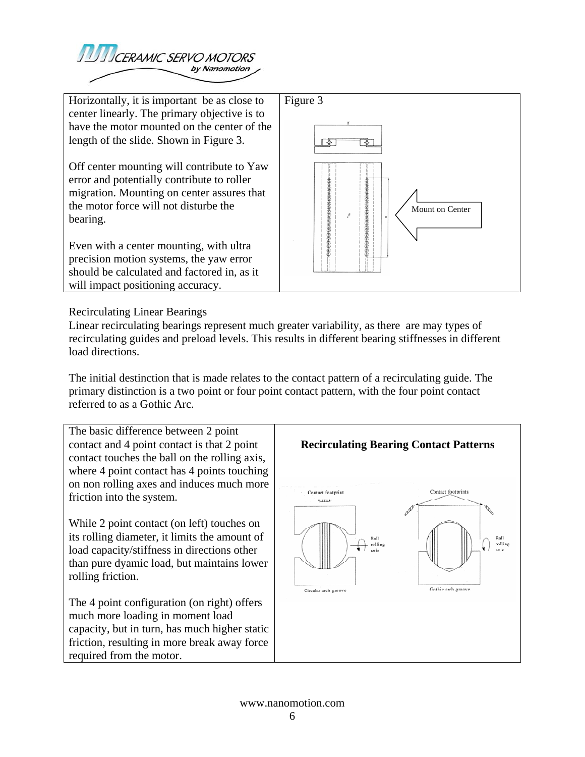Horizontally, it is important be as close to center linearly. The primary objective is to have the motor mounted on the center of the length of the slide. Shown in Figure 3.

Off center mounting will contribute to Yaw error and potentially contribute to roller migration. Mounting on center assures that the motor force will not disturbe the bearing.

Even with a center mounting, with ultra precision motion systems, the yaw error should be calculated and factored in, as it will impact positioning accuracy.

Figure 3

Mount on Center

Recirculating Linear Bearings

Linear recirculating bearings represent much greater variability, as there are may types of recirculating guides and preload levels. This results in different bearing stiffnesses in different load directions.

The initial destinction that is made relates to the contact pattern of a recirculating guide. The primary distinction is a two point or four point contact pattern, with the four point contact referred to as a Gothic Arc.

The basic difference between 2 point contact and 4 point contact is that 2 point contact touches the ball on the rolling axis, where 4 point contact has 4 points touching on non rolling axes and induces much more friction into the system.

While 2 point contact (on left) touches on its rolling diameter, it limits the amount of load capacity/stiffness in directions other than pure dyamic load, but maintains lower rolling friction.

The 4 point configuration (on right) offers much more loading in moment load capacity, but in turn, has much higher static friction, resulting in more break away force required from the motor.

**Recirculating Bearing Contact Patterns**

Contact footprint — Ball rolling axis — Circular arch groove

Contact footprints — Ball rolling axis — Gothic arch groove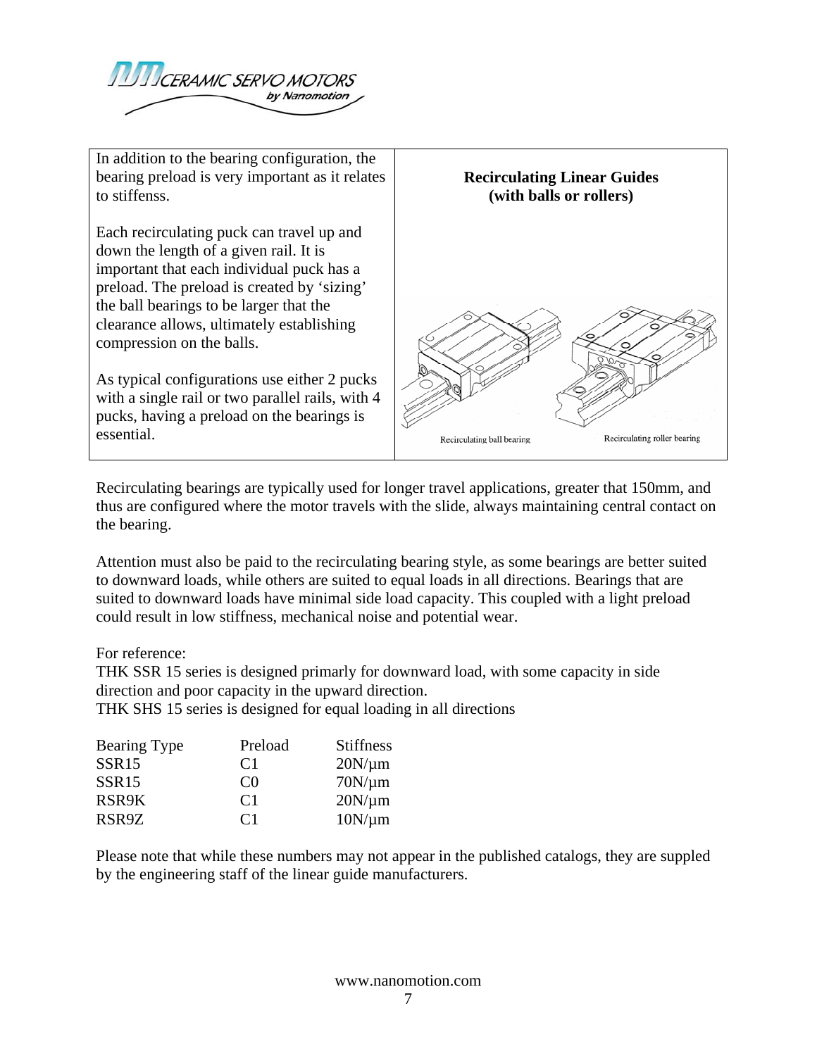| In addition to the bearing configuration, the bearing preload is very important as it relates to stiffenss.<br><br>Each recirculating puck can travel up and down the length of a given rail. It is important that each individual puck has a preload. The preload is created by 'sizing' the ball bearings to be larger that the clearance allows, ultimately establishing compression on the balls.<br><br>As typical configurations use either 2 pucks with a single rail or two parallel rails, with 4 pucks, having a preload on the bearings is essential. | **Recirculating Linear Guides (with balls or rollers)**<br><br>Recirculating ball bearing &nbsp;&nbsp;&nbsp; Recirculating roller bearing |
|---|---|

Recirculating bearings are typically used for longer travel applications, greater that 150mm, and thus are configured where the motor travels with the slide, always maintaining central contact on the bearing.

Attention must also be paid to the recirculating bearing style, as some bearings are better suited to downward loads, while others are suited to equal loads in all directions. Bearings that are suited to downward loads have minimal side load capacity. This coupled with a light preload could result in low stiffness, mechanical noise and potential wear.

For reference:
THK SSR 15 series is designed primarily for downward load, with some capacity in side direction and poor capacity in the upward direction.
THK SHS 15 series is designed for equal loading in all directions

| Bearing Type | Preload | Stiffness |
|---|---|---|
| SSR15 | C1 | 20N/μm |
| SSR15 | C0 | 70N/μm |
| RSR9K | C1 | 20N/μm |
| RSR9Z | C1 | 10N/μm |

Please note that while these numbers may not appear in the published catalogs, they are suppled by the engineering staff of the linear guide manufacturers.

www.nanomotion.com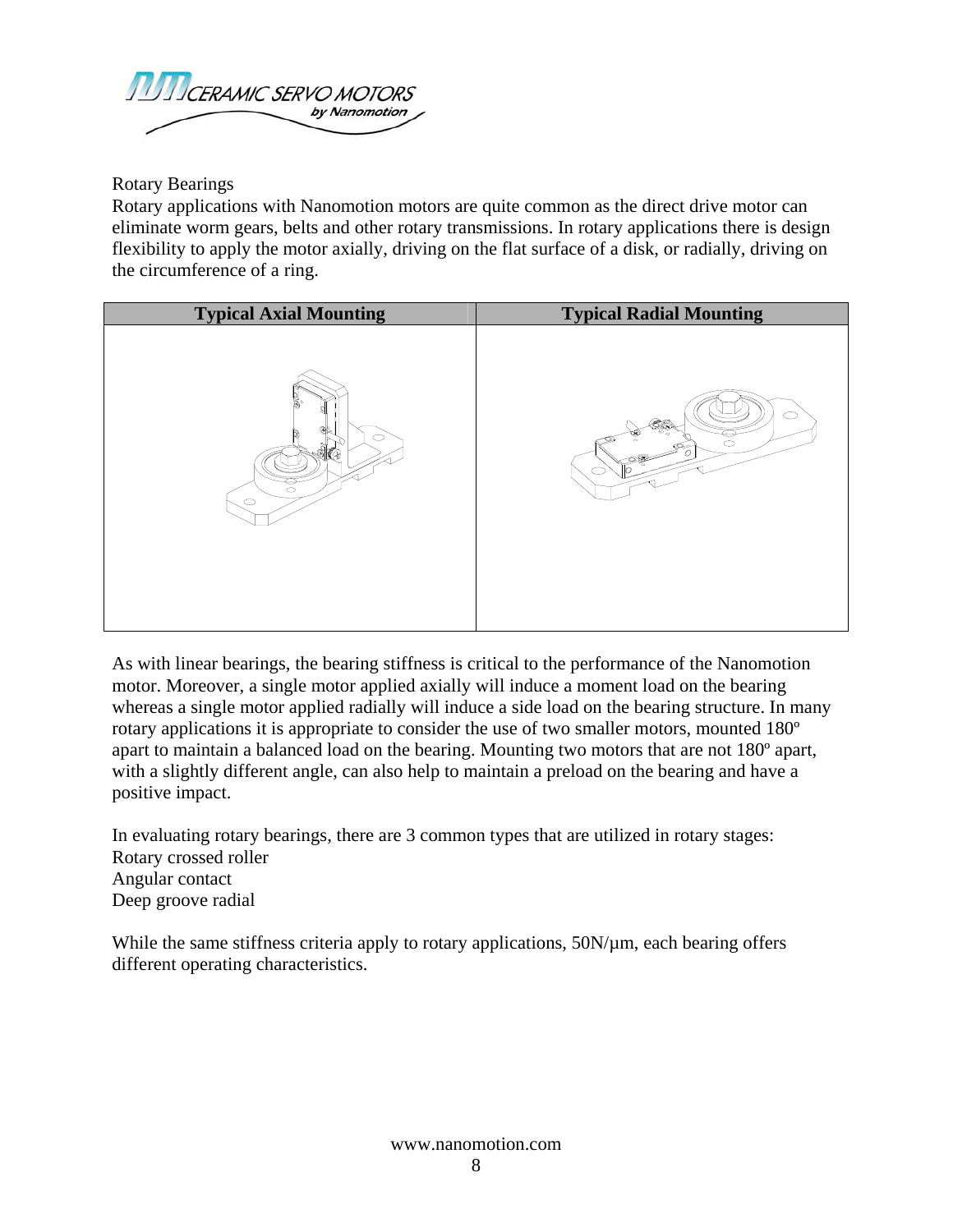Rotary Bearings

Rotary applications with Nanomotion motors are quite common as the direct drive motor can eliminate worm gears, belts and other rotary transmissions. In rotary applications there is design flexibility to apply the motor axially, driving on the flat surface of a disk, or radially, driving on the circumference of a ring.

| Typical Axial Mounting | Typical Radial Mounting |
| --- | --- |
| | |

As with linear bearings, the bearing stiffness is critical to the performance of the Nanomotion motor. Moreover, a single motor applied axially will induce a moment load on the bearing whereas a single motor applied radially will induce a side load on the bearing structure. In many rotary applications it is appropriate to consider the use of two smaller motors, mounted 180º apart to maintain a balanced load on the bearing. Mounting two motors that are not 180º apart, with a slightly different angle, can also help to maintain a preload on the bearing and have a positive impact.

In evaluating rotary bearings, there are 3 common types that are utilized in rotary stages:
Rotary crossed roller
Angular contact
Deep groove radial

While the same stiffness criteria apply to rotary applications, 50N/µm, each bearing offers different operating characteristics.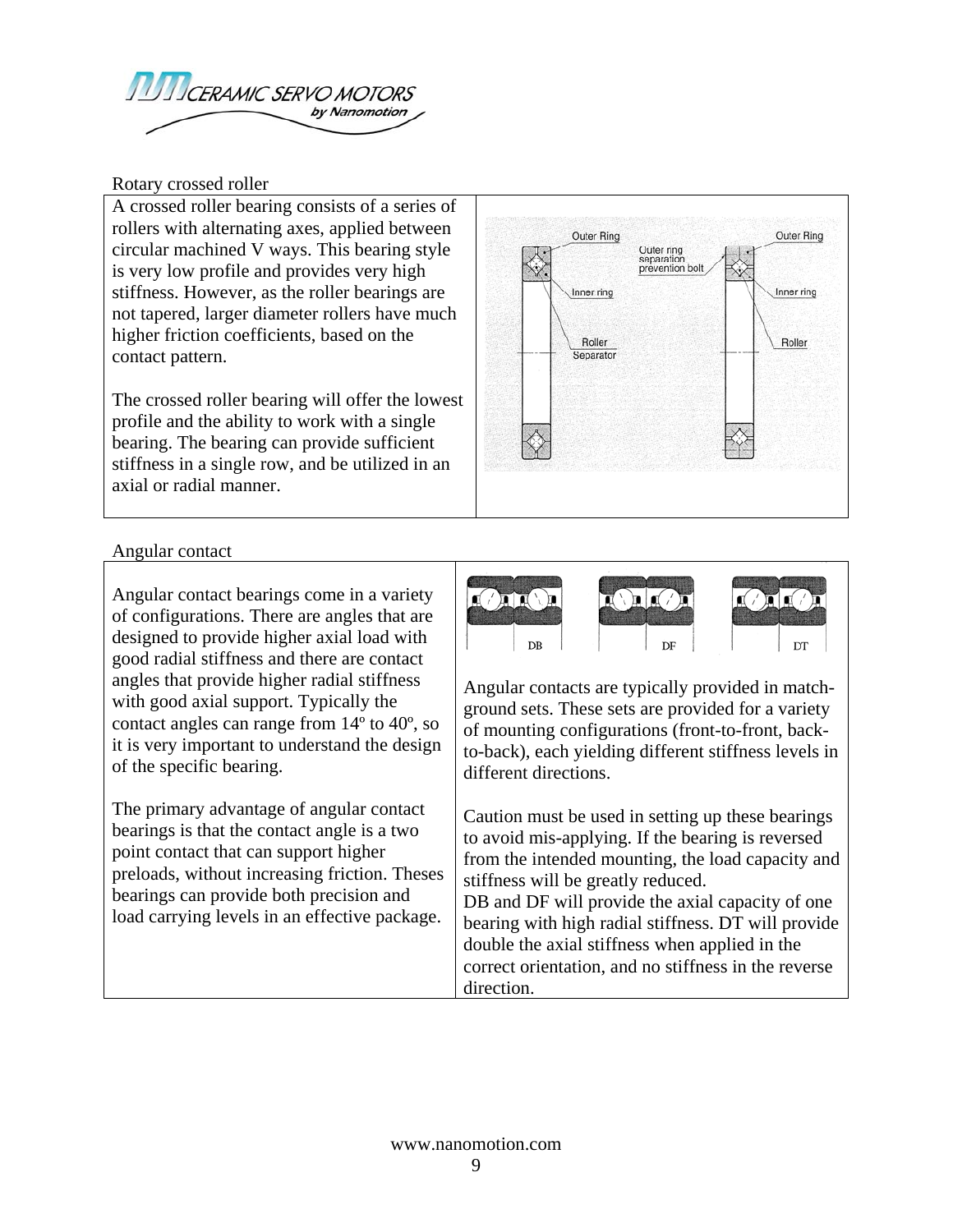Rotary crossed roller

A crossed roller bearing consists of a series of rollers with alternating axes, applied between circular machined V ways. This bearing style is very low profile and provides very high stiffness. However, as the roller bearings are not tapered, larger diameter rollers have much higher friction coefficients, based on the contact pattern.

The crossed roller bearing will offer the lowest profile and the ability to work with a single bearing. The bearing can provide sufficient stiffness in a single row, and be utilized in an axial or radial manner.

Angular contact

Angular contact bearings come in a variety of configurations. There are angles that are designed to provide higher axial load with good radial stiffness and there are contact angles that provide higher radial stiffness with good axial support. Typically the contact angles can range from 14º to 40º, so it is very important to understand the design of the specific bearing.

The primary advantage of angular contact bearings is that the contact angle is a two point contact that can support higher preloads, without increasing friction. Theses bearings can provide both precision and load carrying levels in an effective package.

Angular contacts are typically provided in match-ground sets. These sets are provided for a variety of mounting configurations (front-to-front, back-to-back), each yielding different stiffness levels in different directions.

Caution must be used in setting up these bearings to avoid mis-applying. If the bearing is reversed from the intended mounting, the load capacity and stiffness will be greatly reduced.
DB and DF will provide the axial capacity of one bearing with high radial stiffness. DT will provide double the axial stiffness when applied in the correct orientation, and no stiffness in the reverse direction.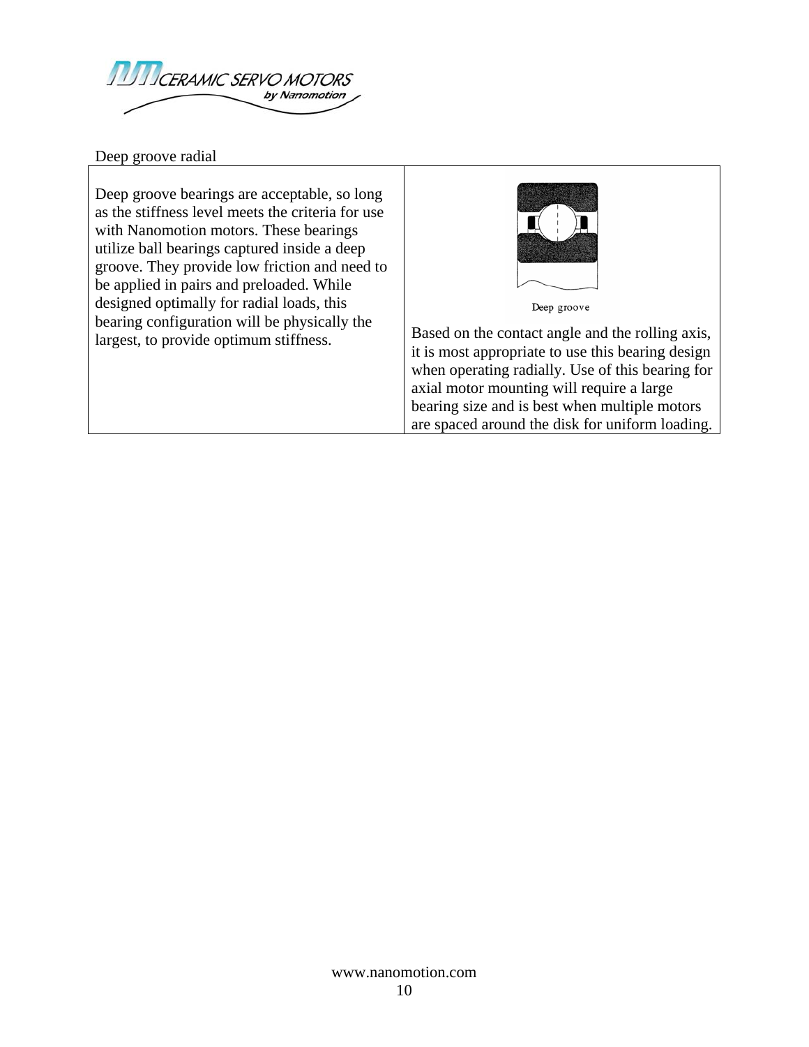Deep groove radial

| | |
|---|---|
| Deep groove bearings are acceptable, so long as the stiffness level meets the criteria for use with Nanomotion motors. These bearings utilize ball bearings captured inside a deep groove. They provide low friction and need to be applied in pairs and preloaded. While designed optimally for radial loads, this bearing configuration will be physically the largest, to provide optimum stiffness. | Deep groove<br><br>Based on the contact angle and the rolling axis, it is most appropriate to use this bearing design when operating radially. Use of this bearing for axial motor mounting will require a large bearing size and is best when multiple motors are spaced around the disk for uniform loading. |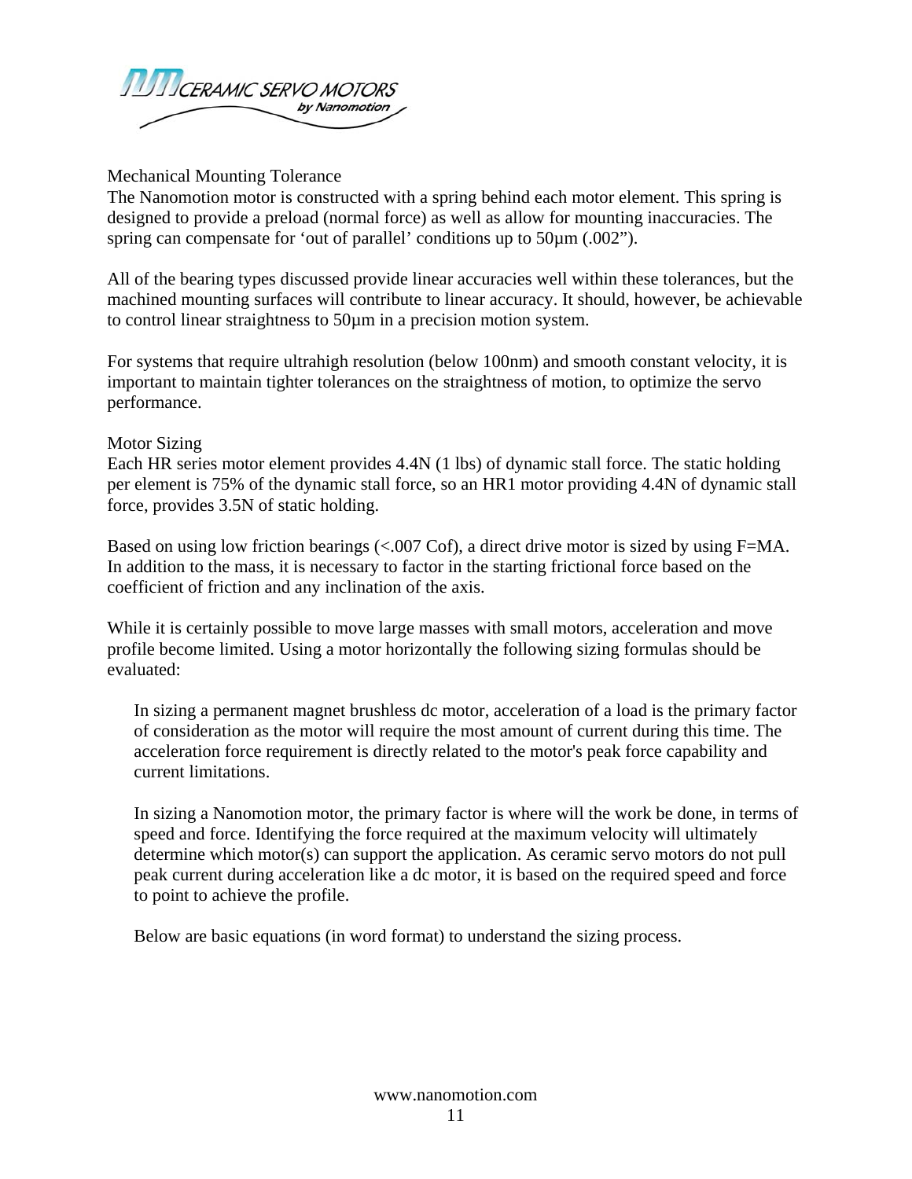## Mechanical Mounting Tolerance

The Nanomotion motor is constructed with a spring behind each motor element. This spring is designed to provide a preload (normal force) as well as allow for mounting inaccuracies. The spring can compensate for 'out of parallel' conditions up to 50µm (.002").

All of the bearing types discussed provide linear accuracies well within these tolerances, but the machined mounting surfaces will contribute to linear accuracy. It should, however, be achievable to control linear straightness to 50µm in a precision motion system.

For systems that require ultrahigh resolution (below 100nm) and smooth constant velocity, it is important to maintain tighter tolerances on the straightness of motion, to optimize the servo performance.

## Motor Sizing

Each HR series motor element provides 4.4N (1 lbs) of dynamic stall force. The static holding per element is 75% of the dynamic stall force, so an HR1 motor providing 4.4N of dynamic stall force, provides 3.5N of static holding.

Based on using low friction bearings (<.007 Cof), a direct drive motor is sized by using F=MA. In addition to the mass, it is necessary to factor in the starting frictional force based on the coefficient of friction and any inclination of the axis.

While it is certainly possible to move large masses with small motors, acceleration and move profile become limited. Using a motor horizontally the following sizing formulas should be evaluated:

> In sizing a permanent magnet brushless dc motor, acceleration of a load is the primary factor of consideration as the motor will require the most amount of current during this time. The acceleration force requirement is directly related to the motor's peak force capability and current limitations.
>
> In sizing a Nanomotion motor, the primary factor is where will the work be done, in terms of speed and force. Identifying the force required at the maximum velocity will ultimately determine which motor(s) can support the application. As ceramic servo motors do not pull peak current during acceleration like a dc motor, it is based on the required speed and force to point to achieve the profile.
>
> Below are basic equations (in word format) to understand the sizing process.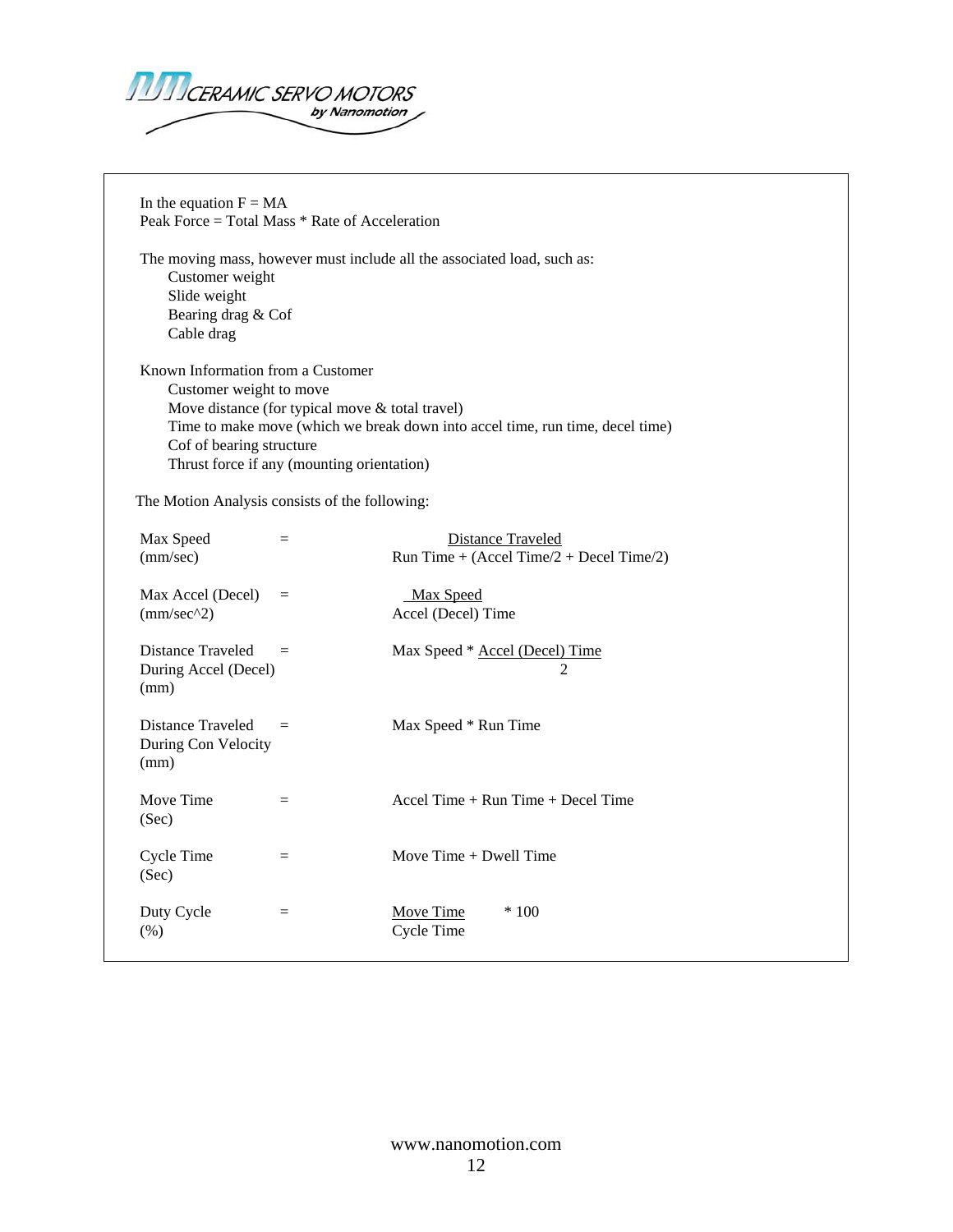In the equation F = MA
Peak Force = Total Mass * Rate of Acceleration

The moving mass, however must include all the associated load, such as:

- Customer weight
- Slide weight
- Bearing drag & Cof
- Cable drag

Known Information from a Customer

- Customer weight to move
- Move distance (for typical move & total travel)
- Time to make move (which we break down into accel time, run time, decel time)
- Cof of bearing structure
- Thrust force if any (mounting orientation)

The Motion Analysis consists of the following:

Max Speed (mm/sec) = $\dfrac{\text{Distance Traveled}}{\text{Run Time} + (\text{Accel Time}/2 + \text{Decel Time}/2)}$

Max Accel (Decel) (mm/sec^2) = $\dfrac{\text{Max Speed}}{\text{Accel (Decel) Time}}$

Distance Traveled During Accel (Decel) (mm) = Max Speed * $\dfrac{\text{Accel (Decel) Time}}{2}$

Distance Traveled During Con Velocity (mm) = Max Speed * Run Time

Move Time (Sec) = Accel Time + Run Time + Decel Time

Cycle Time (Sec) = Move Time + Dwell Time

Duty Cycle (%) = $\dfrac{\text{Move Time}}{\text{Cycle Time}}$ * 100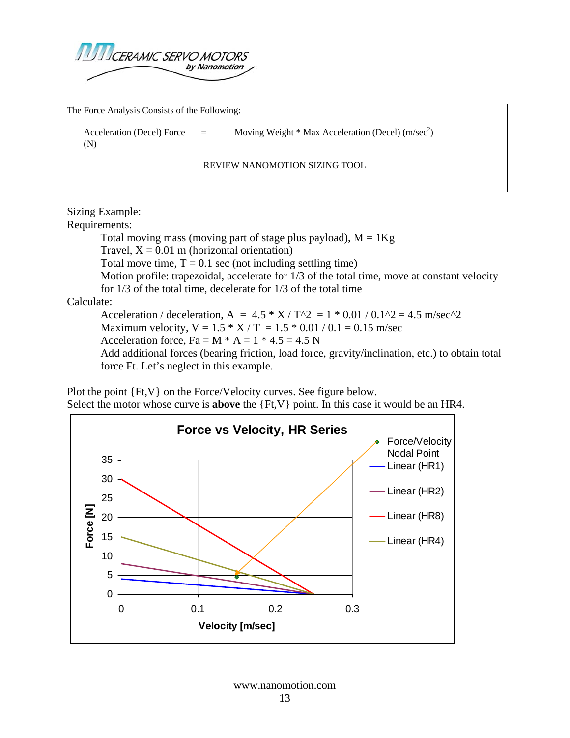| The Force Analysis Consists of the Following: | | |
|---|---|---|
| Acceleration (Decel) Force (N) | = | Moving Weight * Max Acceleration (Decel) (m/sec$^2$) |
| | REVIEW NANOMOTION SIZING TOOL | |

Sizing Example:

Requirements:

> Total moving mass (moving part of stage plus payload), M = 1Kg
> Travel, X = 0.01 m (horizontal orientation)
> Total move time, T = 0.1 sec (not including settling time)
> Motion profile: trapezoidal, accelerate for 1/3 of the total time, move at constant velocity for 1/3 of the total time, decelerate for 1/3 of the total time

Calculate:

> Acceleration / deceleration, A = 4.5 * X / T^2 = 1 * 0.01 / 0.1^2 = 4.5 m/sec^2
> Maximum velocity, V = 1.5 * X / T = 1.5 * 0.01 / 0.1 = 0.15 m/sec
> Acceleration force, Fa = M * A = 1 * 4.5 = 4.5 N
> Add additional forces (bearing friction, load force, gravity/inclination, etc.) to obtain total force Ft. Let's neglect in this example.

Plot the point {Ft,V} on the Force/Velocity curves. See figure below.
Select the motor whose curve is **above** the {Ft,V} point. In this case it would be an HR4.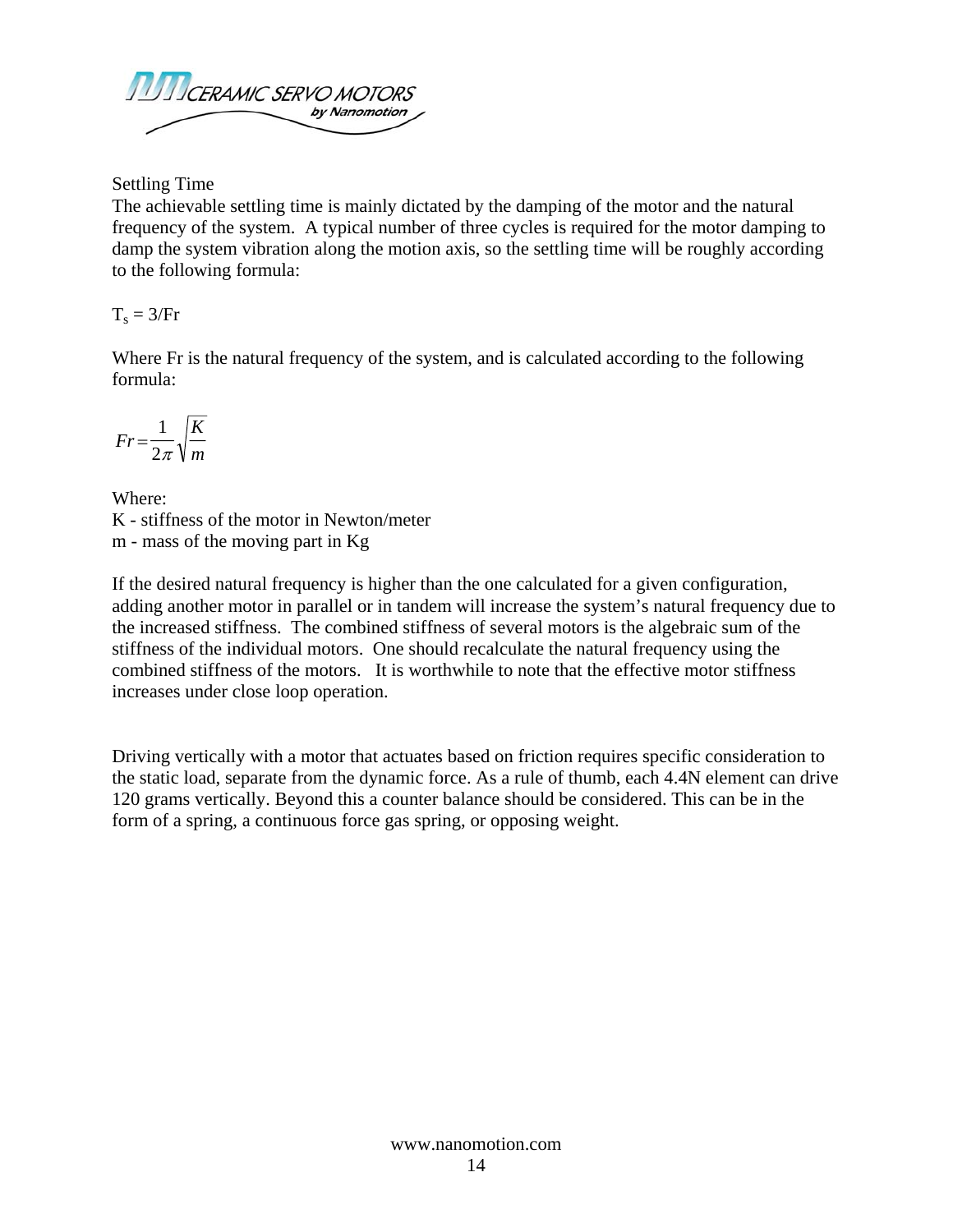## Settling Time

The achievable settling time is mainly dictated by the damping of the motor and the natural frequency of the system. A typical number of three cycles is required for the motor damping to damp the system vibration along the motion axis, so the settling time will be roughly according to the following formula:

$T_s = 3/Fr$

Where Fr is the natural frequency of the system, and is calculated according to the following formula:

$$Fr = \frac{1}{2\pi}\sqrt{\frac{K}{m}}$$

Where:
K - stiffness of the motor in Newton/meter
m - mass of the moving part in Kg

If the desired natural frequency is higher than the one calculated for a given configuration, adding another motor in parallel or in tandem will increase the system's natural frequency due to the increased stiffness. The combined stiffness of several motors is the algebraic sum of the stiffness of the individual motors. One should recalculate the natural frequency using the combined stiffness of the motors. It is worthwhile to note that the effective motor stiffness increases under close loop operation.

Driving vertically with a motor that actuates based on friction requires specific consideration to the static load, separate from the dynamic force. As a rule of thumb, each 4.4N element can drive 120 grams vertically. Beyond this a counter balance should be considered. This can be in the form of a spring, a continuous force gas spring, or opposing weight.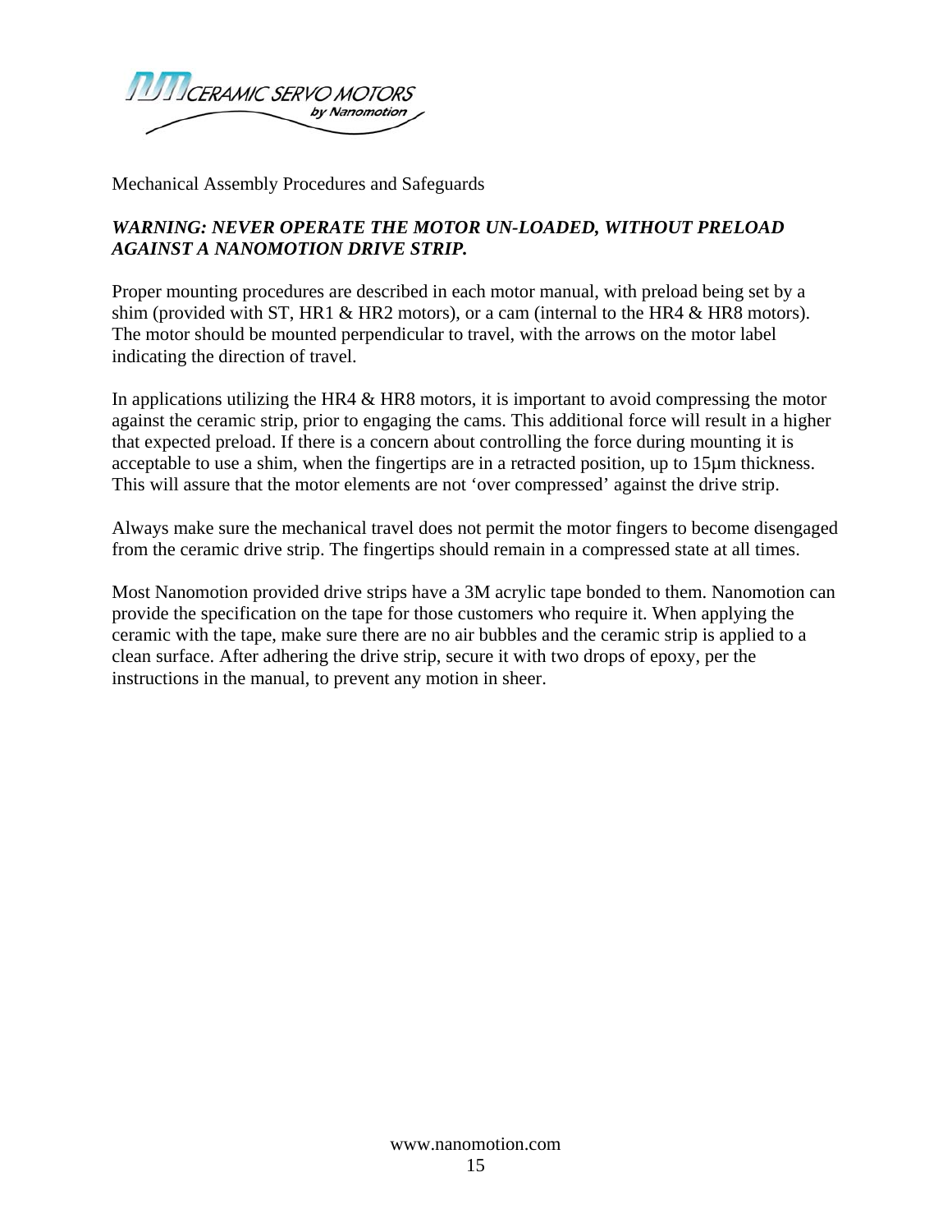Mechanical Assembly Procedures and Safeguards

***WARNING: NEVER OPERATE THE MOTOR UN-LOADED, WITHOUT PRELOAD AGAINST A NANOMOTION DRIVE STRIP.***

Proper mounting procedures are described in each motor manual, with preload being set by a shim (provided with ST, HR1 & HR2 motors), or a cam (internal to the HR4 & HR8 motors). The motor should be mounted perpendicular to travel, with the arrows on the motor label indicating the direction of travel.

In applications utilizing the HR4 & HR8 motors, it is important to avoid compressing the motor against the ceramic strip, prior to engaging the cams. This additional force will result in a higher that expected preload. If there is a concern about controlling the force during mounting it is acceptable to use a shim, when the fingertips are in a retracted position, up to 15µm thickness. This will assure that the motor elements are not 'over compressed' against the drive strip.

Always make sure the mechanical travel does not permit the motor fingers to become disengaged from the ceramic drive strip. The fingertips should remain in a compressed state at all times.

Most Nanomotion provided drive strips have a 3M acrylic tape bonded to them. Nanomotion can provide the specification on the tape for those customers who require it. When applying the ceramic with the tape, make sure there are no air bubbles and the ceramic strip is applied to a clean surface. After adhering the drive strip, secure it with two drops of epoxy, per the instructions in the manual, to prevent any motion in sheer.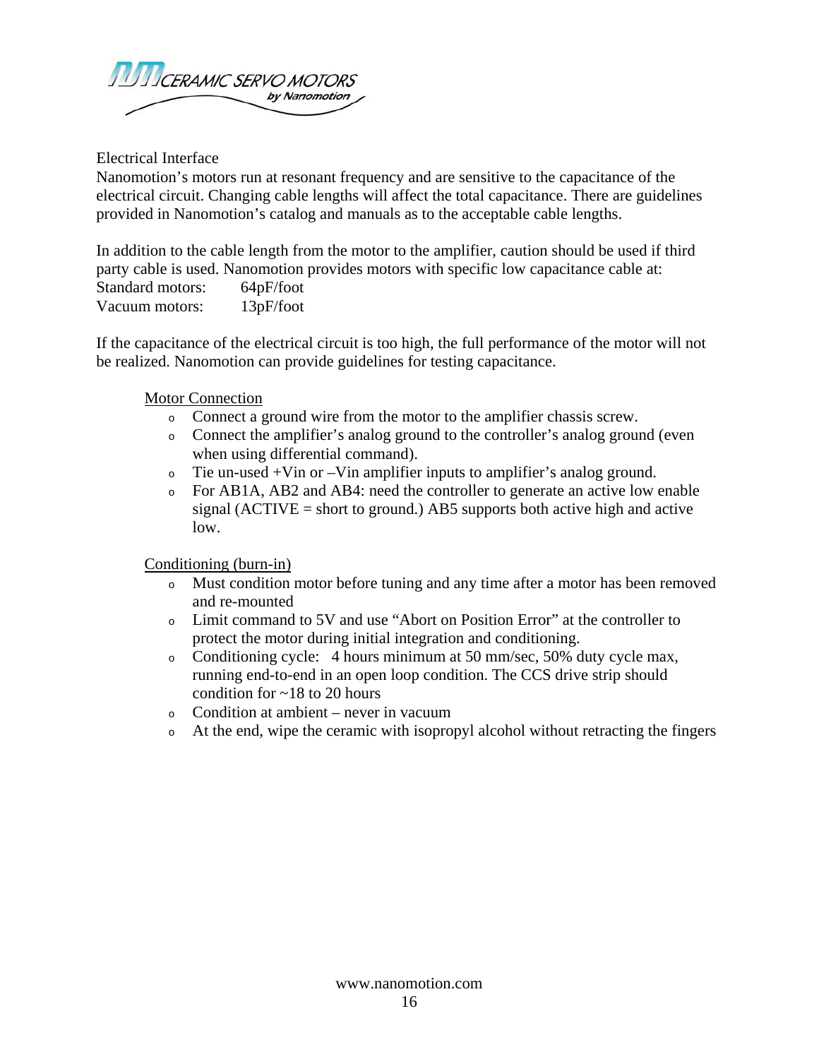## Electrical Interface

Nanomotion's motors run at resonant frequency and are sensitive to the capacitance of the electrical circuit. Changing cable lengths will affect the total capacitance. There are guidelines provided in Nanomotion's catalog and manuals as to the acceptable cable lengths.

In addition to the cable length from the motor to the amplifier, caution should be used if third party cable is used. Nanomotion provides motors with specific low capacitance cable at:
Standard motors: 64pF/foot
Vacuum motors: 13pF/foot

If the capacitance of the electrical circuit is too high, the full performance of the motor will not be realized. Nanomotion can provide guidelines for testing capacitance.

### Motor Connection

- Connect a ground wire from the motor to the amplifier chassis screw.
- Connect the amplifier's analog ground to the controller's analog ground (even when using differential command).
- Tie un-used +Vin or –Vin amplifier inputs to amplifier's analog ground.
- For AB1A, AB2 and AB4: need the controller to generate an active low enable signal (ACTIVE = short to ground.) AB5 supports both active high and active low.

### Conditioning (burn-in)

- Must condition motor before tuning and any time after a motor has been removed and re-mounted
- Limit command to 5V and use "Abort on Position Error" at the controller to protect the motor during initial integration and conditioning.
- Conditioning cycle: 4 hours minimum at 50 mm/sec, 50% duty cycle max, running end-to-end in an open loop condition. The CCS drive strip should condition for ~18 to 20 hours
- Condition at ambient – never in vacuum
- At the end, wipe the ceramic with isopropyl alcohol without retracting the fingers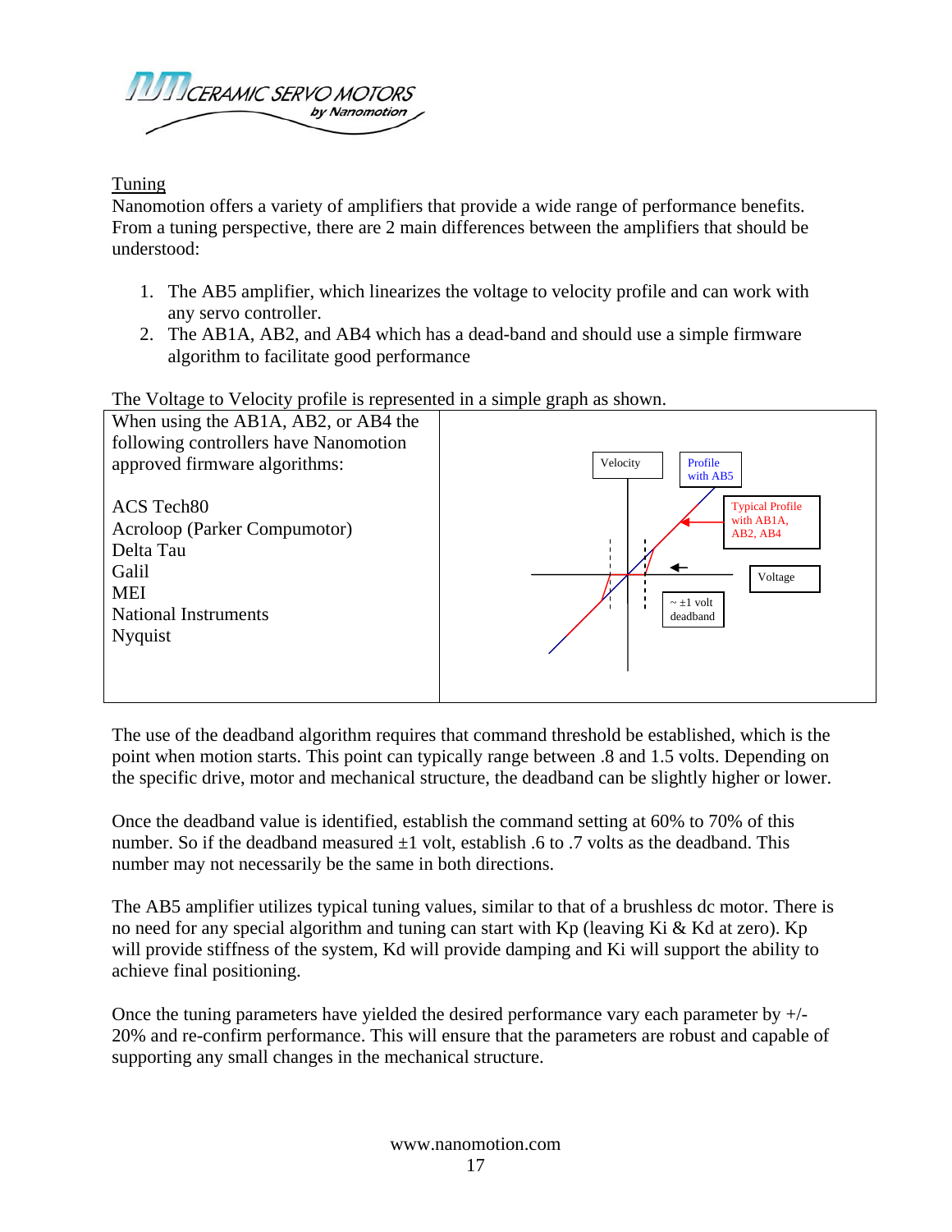## Tuning

Nanomotion offers a variety of amplifiers that provide a wide range of performance benefits. From a tuning perspective, there are 2 main differences between the amplifiers that should be understood:

1. The AB5 amplifier, which linearizes the voltage to velocity profile and can work with any servo controller.
2. The AB1A, AB2, and AB4 which has a dead-band and should use a simple firmware algorithm to facilitate good performance

The Voltage to Velocity profile is represented in a simple graph as shown.

When using the AB1A, AB2, or AB4 the following controllers have Nanomotion approved firmware algorithms:

ACS Tech80
Acroloop (Parker Compumotor)
Delta Tau
Galil
MEI
National Instruments
Nyquist

Velocity

Profile with AB5

Typical Profile with AB1A, AB2, AB4

Voltage

~ ±1 volt deadband

The use of the deadband algorithm requires that command threshold be established, which is the point when motion starts. This point can typically range between .8 and 1.5 volts. Depending on the specific drive, motor and mechanical structure, the deadband can be slightly higher or lower.

Once the deadband value is identified, establish the command setting at 60% to 70% of this number. So if the deadband measured ±1 volt, establish .6 to .7 volts as the deadband. This number may not necessarily be the same in both directions.

The AB5 amplifier utilizes typical tuning values, similar to that of a brushless dc motor. There is no need for any special algorithm and tuning can start with Kp (leaving Ki & Kd at zero). Kp will provide stiffness of the system, Kd will provide damping and Ki will support the ability to achieve final positioning.

Once the tuning parameters have yielded the desired performance vary each parameter by +/- 20% and re-confirm performance. This will ensure that the parameters are robust and capable of supporting any small changes in the mechanical structure.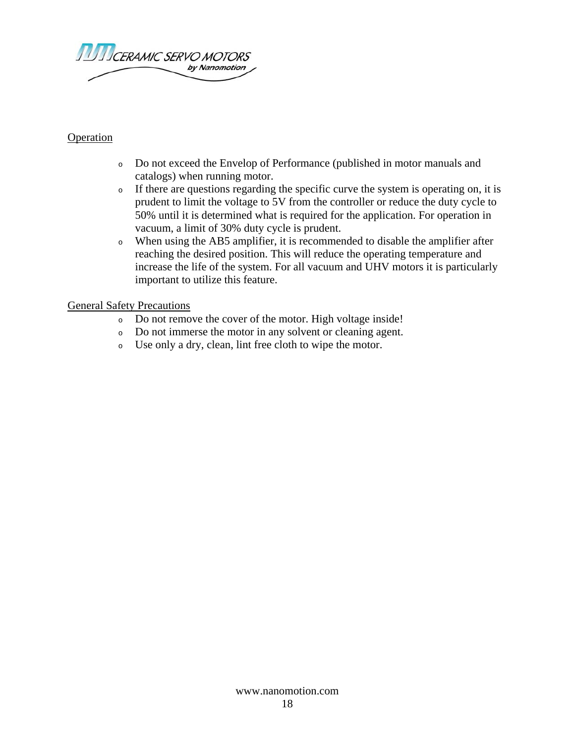## Operation

- Do not exceed the Envelop of Performance (published in motor manuals and catalogs) when running motor.
- If there are questions regarding the specific curve the system is operating on, it is prudent to limit the voltage to 5V from the controller or reduce the duty cycle to 50% until it is determined what is required for the application. For operation in vacuum, a limit of 30% duty cycle is prudent.
- When using the AB5 amplifier, it is recommended to disable the amplifier after reaching the desired position. This will reduce the operating temperature and increase the life of the system. For all vacuum and UHV motors it is particularly important to utilize this feature.

## General Safety Precautions

- Do not remove the cover of the motor. High voltage inside!
- Do not immerse the motor in any solvent or cleaning agent.
- Use only a dry, clean, lint free cloth to wipe the motor.